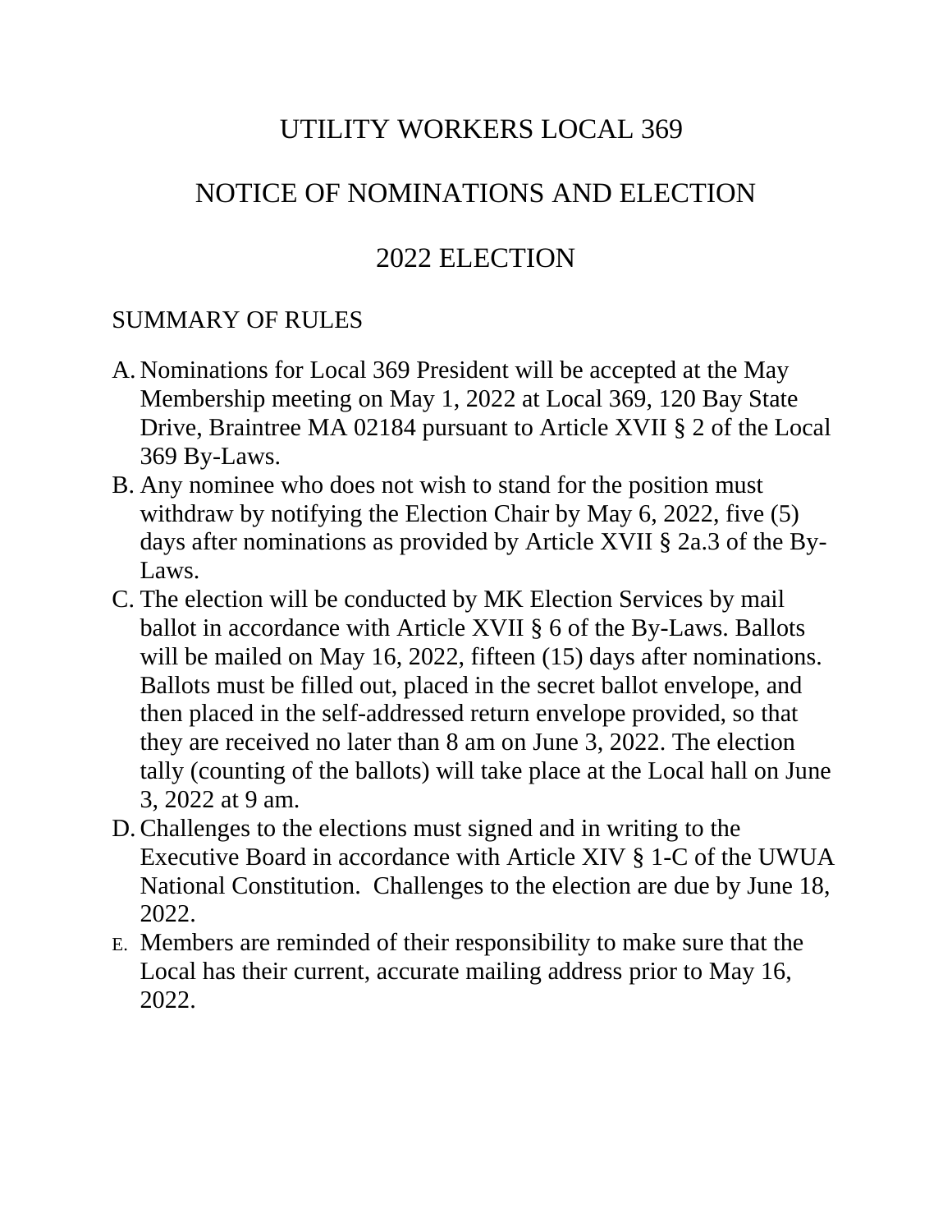# UTILITY WORKERS LOCAL 369

# NOTICE OF NOMINATIONS AND ELECTION

# 2022 ELECTION

SUMMARY OF RULES

A. Nominations for Local 369 President will be accepted at the May Membership meeting on May 1, 2022 at Local 369, 120 Bay State Drive, Braintree MA 02184 pursuant to Article XVII § 2 of the Local 369 By-Laws.
B. Any nominee who does not wish to stand for the position must withdraw by notifying the Election Chair by May 6, 2022, five (5) days after nominations as provided by Article XVII § 2a.3 of the By-Laws.
C. The election will be conducted by MK Election Services by mail ballot in accordance with Article XVII § 6 of the By-Laws. Ballots will be mailed on May 16, 2022, fifteen (15) days after nominations. Ballots must be filled out, placed in the secret ballot envelope, and then placed in the self-addressed return envelope provided, so that they are received no later than 8 am on June 3, 2022. The election tally (counting of the ballots) will take place at the Local hall on June 3, 2022 at 9 am.
D. Challenges to the elections must signed and in writing to the Executive Board in accordance with Article XIV § 1-C of the UWUA National Constitution. Challenges to the election are due by June 18, 2022.
E. Members are reminded of their responsibility to make sure that the Local has their current, accurate mailing address prior to May 16, 2022.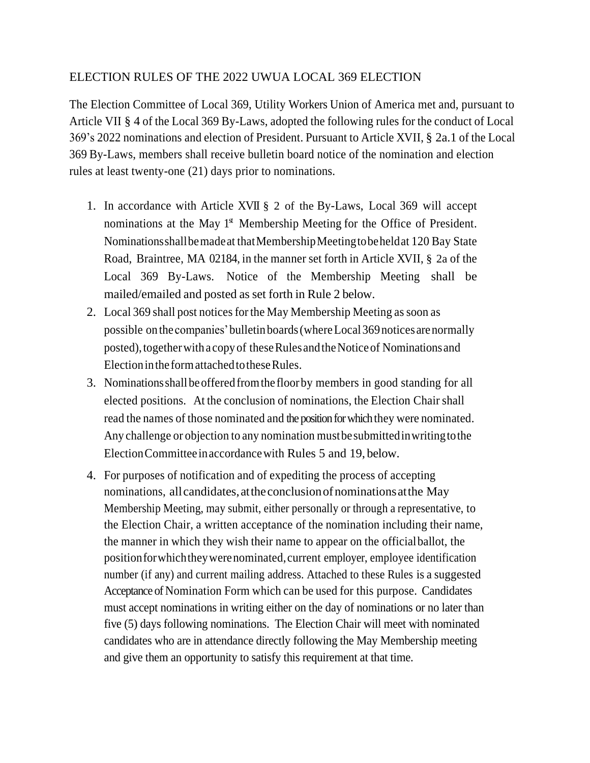ELECTION RULES OF THE 2022 UWUA LOCAL 369 ELECTION

The Election Committee of Local 369, Utility Workers Union of America met and, pursuant to Article VII § 4 of the Local 369 By-Laws, adopted the following rules for the conduct of Local 369's 2022 nominations and election of President. Pursuant to Article XVII, § 2a.1 of the Local 369 By-Laws, members shall receive bulletin board notice of the nomination and election rules at least twenty-one (21) days prior to nominations.

1. In accordance with Article XVII § 2 of the By-Laws, Local 369 will accept nominations at the May 1st Membership Meeting for the Office of President. Nominations shall be made at that Membership Meeting to be held at 120 Bay State Road, Braintree, MA 02184, in the manner set forth in Article XVII, § 2a of the Local 369 By-Laws. Notice of the Membership Meeting shall be mailed/emailed and posted as set forth in Rule 2 below.
2. Local 369 shall post notices for the May Membership Meeting as soon as possible on the companies' bulletin boards (where Local 369 notices are normally posted), together with a copy of these Rules and the Notice of Nominations and Election in the form attached to these Rules.
3. Nominations shall be offered from the floor by members in good standing for all elected positions. At the conclusion of nominations, the Election Chair shall read the names of those nominated and the position for which they were nominated. Any challenge or objection to any nomination must be submitted in writing to the Election Committee in accordance with Rules 5 and 19, below.
4. For purposes of notification and of expediting the process of accepting nominations, all candidates, at the conclusion of nominations at the May Membership Meeting, may submit, either personally or through a representative, to the Election Chair, a written acceptance of the nomination including their name, the manner in which they wish their name to appear on the official ballot, the position for which they were nominated, current employer, employee identification number (if any) and current mailing address. Attached to these Rules is a suggested Acceptance of Nomination Form which can be used for this purpose. Candidates must accept nominations in writing either on the day of nominations or no later than five (5) days following nominations. The Election Chair will meet with nominated candidates who are in attendance directly following the May Membership meeting and give them an opportunity to satisfy this requirement at that time.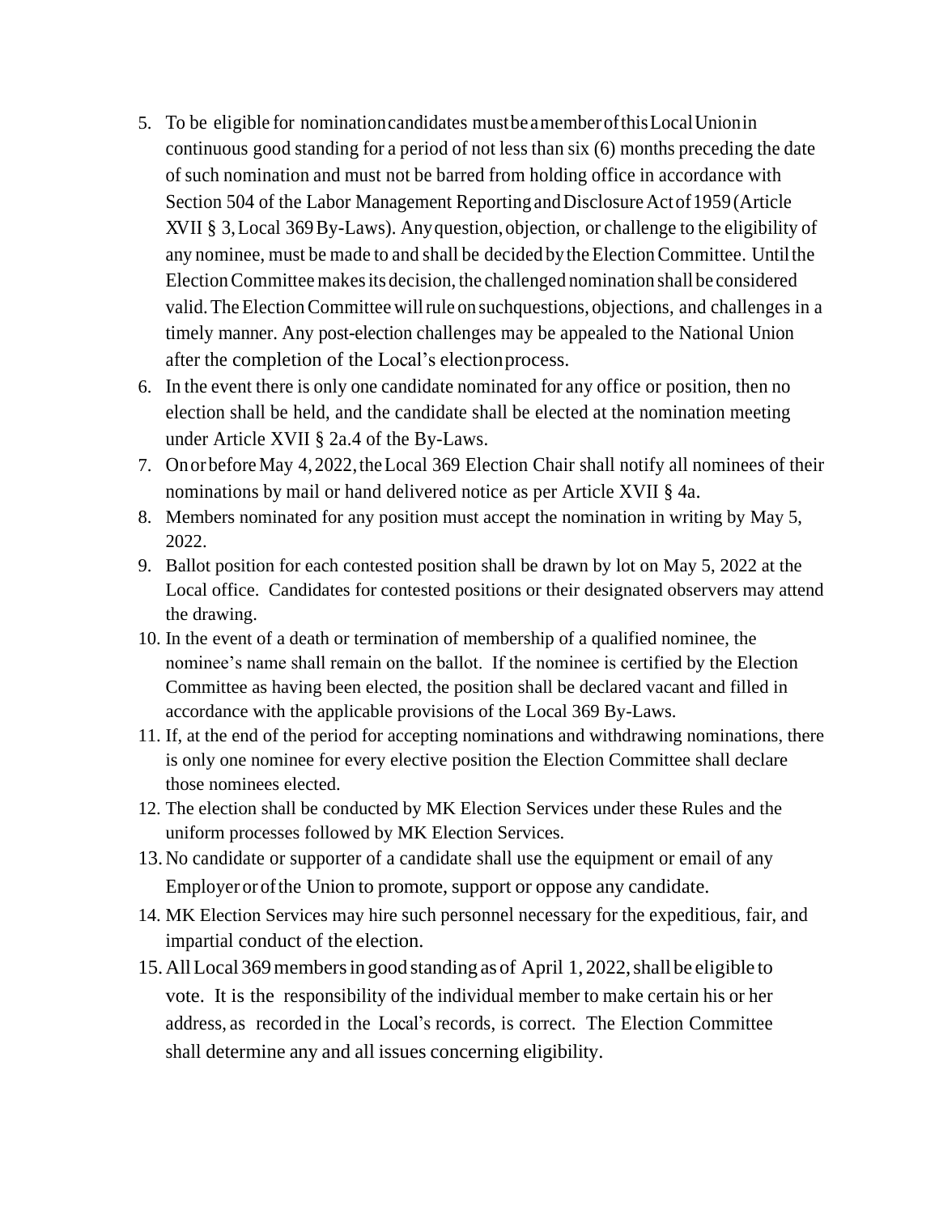5. To be eligible for nomination candidates must be a member of this Local Union in continuous good standing for a period of not less than six (6) months preceding the date of such nomination and must not be barred from holding office in accordance with Section 504 of the Labor Management Reporting and Disclosure Act of 1959 (Article XVII § 3, Local 369 By-Laws). Any question, objection, or challenge to the eligibility of any nominee, must be made to and shall be decided by the Election Committee. Until the Election Committee makes its decision, the challenged nomination shall be considered valid. The Election Committee will rule on such questions, objections, and challenges in a timely manner. Any post-election challenges may be appealed to the National Union after the completion of the Local's election process.
6. In the event there is only one candidate nominated for any office or position, then no election shall be held, and the candidate shall be elected at the nomination meeting under Article XVII § 2a.4 of the By-Laws.
7. On or before May 4, 2022, the Local 369 Election Chair shall notify all nominees of their nominations by mail or hand delivered notice as per Article XVII § 4a.
8. Members nominated for any position must accept the nomination in writing by May 5, 2022.
9. Ballot position for each contested position shall be drawn by lot on May 5, 2022 at the Local office. Candidates for contested positions or their designated observers may attend the drawing.
10. In the event of a death or termination of membership of a qualified nominee, the nominee's name shall remain on the ballot. If the nominee is certified by the Election Committee as having been elected, the position shall be declared vacant and filled in accordance with the applicable provisions of the Local 369 By-Laws.
11. If, at the end of the period for accepting nominations and withdrawing nominations, there is only one nominee for every elective position the Election Committee shall declare those nominees elected.
12. The election shall be conducted by MK Election Services under these Rules and the uniform processes followed by MK Election Services.
13. No candidate or supporter of a candidate shall use the equipment or email of any Employer or of the Union to promote, support or oppose any candidate.
14. MK Election Services may hire such personnel necessary for the expeditious, fair, and impartial conduct of the election.
15. All Local 369 members in good standing as of April 1, 2022, shall be eligible to vote. It is the responsibility of the individual member to make certain his or her address, as recorded in the Local's records, is correct. The Election Committee shall determine any and all issues concerning eligibility.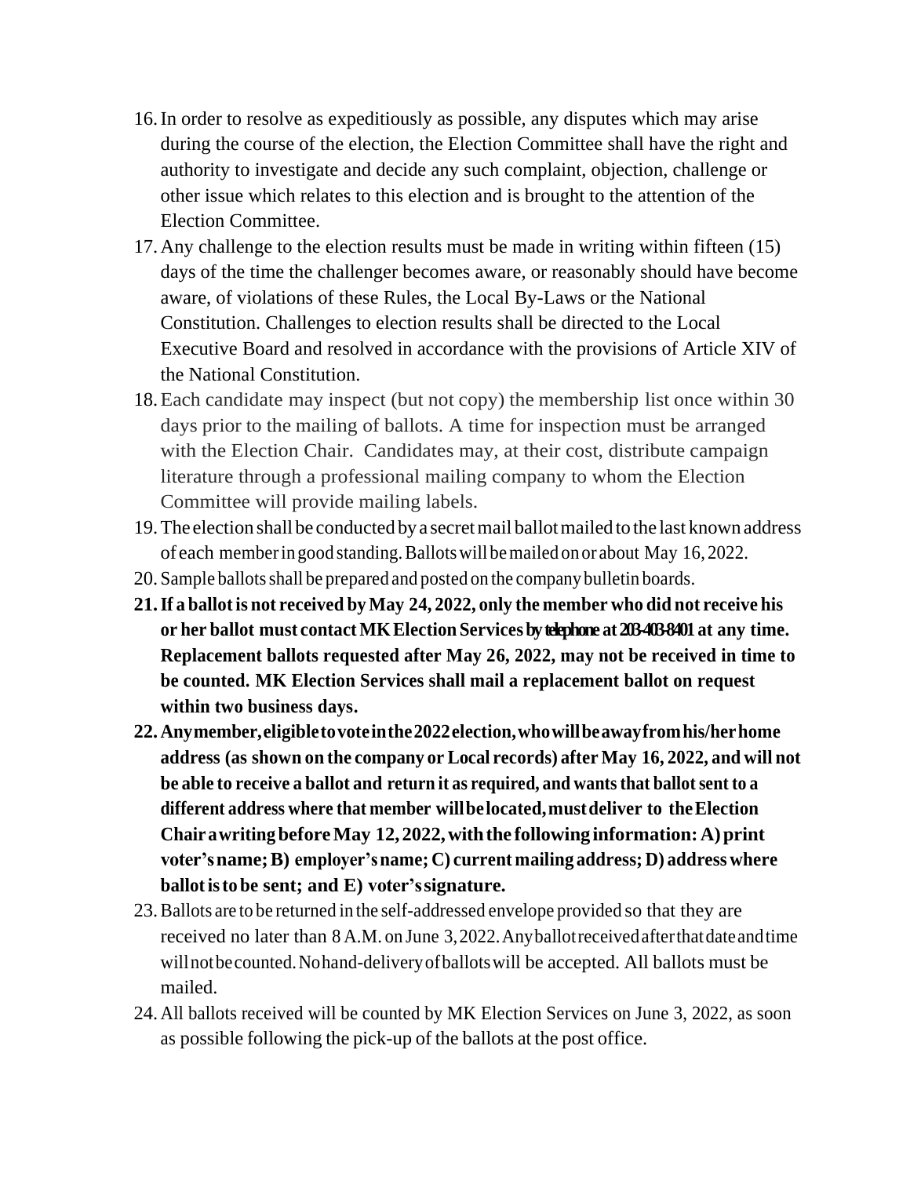16. In order to resolve as expeditiously as possible, any disputes which may arise during the course of the election, the Election Committee shall have the right and authority to investigate and decide any such complaint, objection, challenge or other issue which relates to this election and is brought to the attention of the Election Committee.
17. Any challenge to the election results must be made in writing within fifteen (15) days of the time the challenger becomes aware, or reasonably should have become aware, of violations of these Rules, the Local By-Laws or the National Constitution. Challenges to election results shall be directed to the Local Executive Board and resolved in accordance with the provisions of Article XIV of the National Constitution.
18. Each candidate may inspect (but not copy) the membership list once within 30 days prior to the mailing of ballots. A time for inspection must be arranged with the Election Chair. Candidates may, at their cost, distribute campaign literature through a professional mailing company to whom the Election Committee will provide mailing labels.
19. The election shall be conducted by a secret mail ballot mailed to the last known address of each member in good standing. Ballots will be mailed on or about May 16, 2022.
20. Sample ballots shall be prepared and posted on the company bulletin boards.
21. **If a ballot is not received by May 24, 2022, only the member who did not receive his or her ballot must contact MK Election Services by telephone at 203-403-8401 at any time. Replacement ballots requested after May 26, 2022, may not be received in time to be counted. MK Election Services shall mail a replacement ballot on request within two business days.**
22. **Any member, eligible to vote in the 2022 election, who will be away from his/her home address (as shown on the company or Local records) after May 16, 2022, and will not be able to receive a ballot and return it as required, and wants that ballot sent to a different address where that member will be located, must deliver to the Election Chair a writing before May 12, 2022, with the following information: A) print voter's name; B) employer's name; C) current mailing address; D) address where ballot is to be sent; and E) voter's signature.**
23. Ballots are to be returned in the self-addressed envelope provided so that they are received no later than 8 A.M. on June 3, 2022. Any ballot received after that date and time will not be counted. No hand-delivery of ballots will be accepted. All ballots must be mailed.
24. All ballots received will be counted by MK Election Services on June 3, 2022, as soon as possible following the pick-up of the ballots at the post office.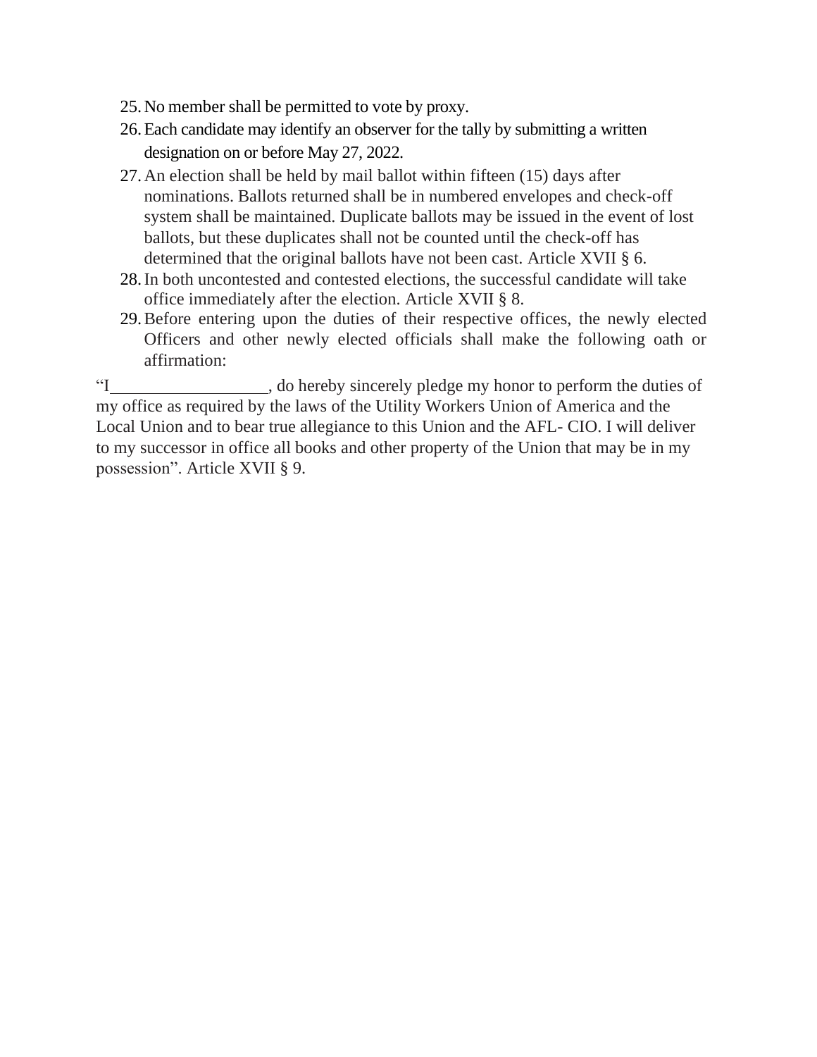25. No member shall be permitted to vote by proxy.
26. Each candidate may identify an observer for the tally by submitting a written designation on or before May 27, 2022.
27. An election shall be held by mail ballot within fifteen (15) days after nominations. Ballots returned shall be in numbered envelopes and check-off system shall be maintained. Duplicate ballots may be issued in the event of lost ballots, but these duplicates shall not be counted until the check-off has determined that the original ballots have not been cast. Article XVII § 6.
28. In both uncontested and contested elections, the successful candidate will take office immediately after the election. Article XVII § 8.
29. Before entering upon the duties of their respective offices, the newly elected Officers and other newly elected officials shall make the following oath or affirmation:

"I__________________, do hereby sincerely pledge my honor to perform the duties of my office as required by the laws of the Utility Workers Union of America and the Local Union and to bear true allegiance to this Union and the AFL- CIO. I will deliver to my successor in office all books and other property of the Union that may be in my possession". Article XVII § 9.